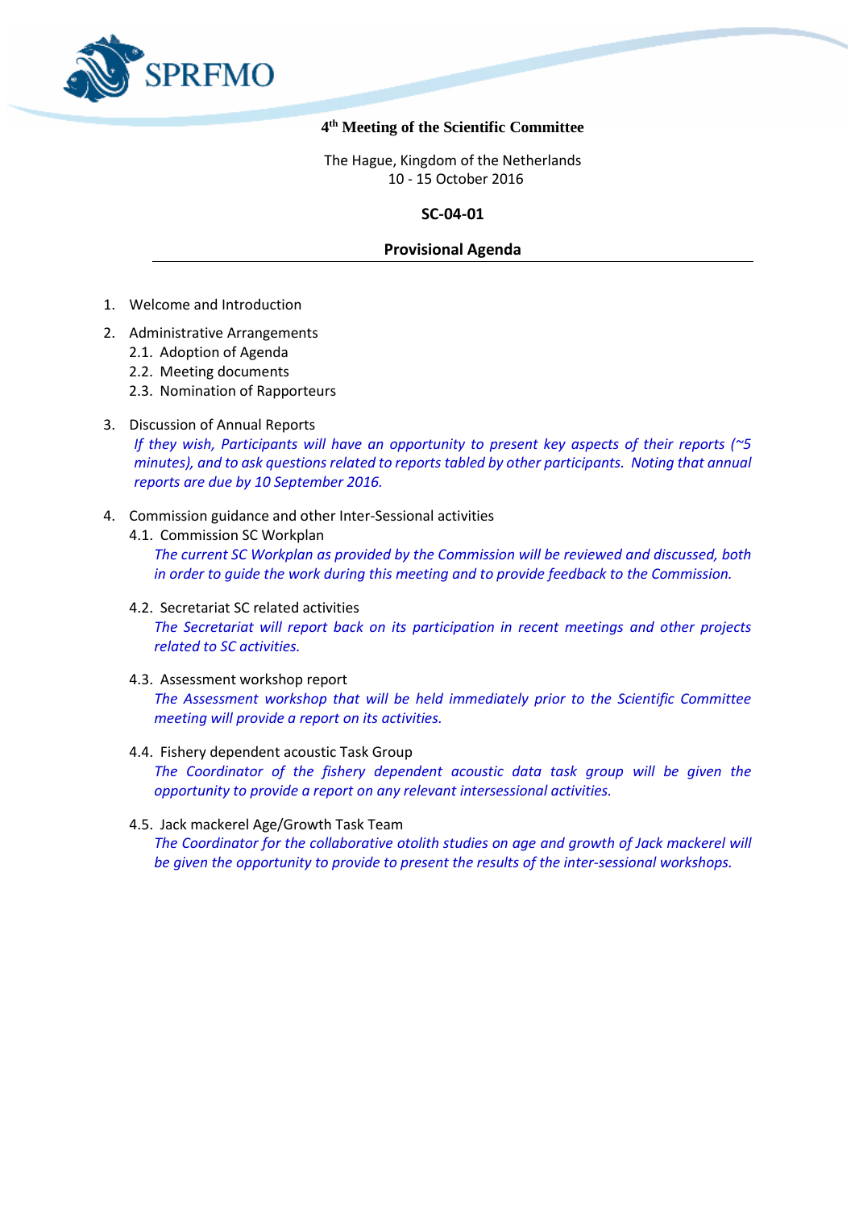SPRFMO

**4th Meeting of the Scientific Committee**

The Hague, Kingdom of the Netherlands
10 - 15 October 2016

**SC-04-01**

**Provisional Agenda**

---

1. Welcome and Introduction

2. Administrative Arrangements
   2.1. Adoption of Agenda
   2.2. Meeting documents
   2.3. Nomination of Rapporteurs

3. Discussion of Annual Reports
   *If they wish, Participants will have an opportunity to present key aspects of their reports (~5 minutes), and to ask questions related to reports tabled by other participants. Noting that annual reports are due by 10 September 2016.*

4. Commission guidance and other Inter-Sessional activities
   4.1. Commission SC Workplan
   *The current SC Workplan as provided by the Commission will be reviewed and discussed, both in order to guide the work during this meeting and to provide feedback to the Commission.*

   4.2. Secretariat SC related activities
   *The Secretariat will report back on its participation in recent meetings and other projects related to SC activities.*

   4.3. Assessment workshop report
   *The Assessment workshop that will be held immediately prior to the Scientific Committee meeting will provide a report on its activities.*

   4.4. Fishery dependent acoustic Task Group
   *The Coordinator of the fishery dependent acoustic data task group will be given the opportunity to provide a report on any relevant intersessional activities.*

   4.5. Jack mackerel Age/Growth Task Team
   *The Coordinator for the collaborative otolith studies on age and growth of Jack mackerel will be given the opportunity to provide to present the results of the inter-sessional workshops.*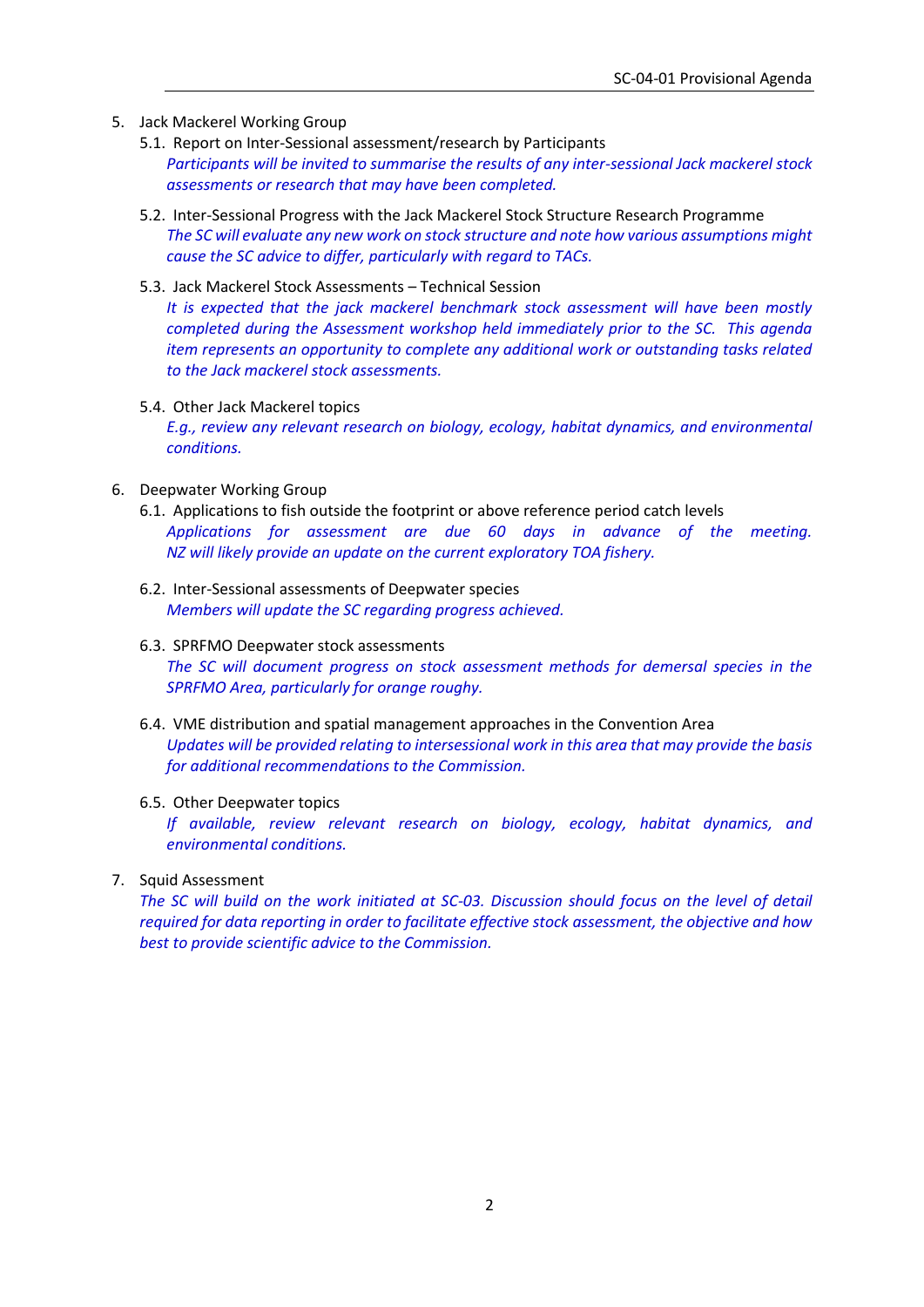5. Jack Mackerel Working Group
   5.1. Report on Inter-Sessional assessment/research by Participants
   *Participants will be invited to summarise the results of any inter-sessional Jack mackerel stock assessments or research that may have been completed.*

   5.2. Inter-Sessional Progress with the Jack Mackerel Stock Structure Research Programme
   *The SC will evaluate any new work on stock structure and note how various assumptions might cause the SC advice to differ, particularly with regard to TACs.*

   5.3. Jack Mackerel Stock Assessments – Technical Session
   *It is expected that the jack mackerel benchmark stock assessment will have been mostly completed during the Assessment workshop held immediately prior to the SC. This agenda item represents an opportunity to complete any additional work or outstanding tasks related to the Jack mackerel stock assessments.*

   5.4. Other Jack Mackerel topics
   *E.g., review any relevant research on biology, ecology, habitat dynamics, and environmental conditions.*

6. Deepwater Working Group
   6.1. Applications to fish outside the footprint or above reference period catch levels
   *Applications for assessment are due 60 days in advance of the meeting. NZ will likely provide an update on the current exploratory TOA fishery.*

   6.2. Inter-Sessional assessments of Deepwater species
   *Members will update the SC regarding progress achieved.*

   6.3. SPRFMO Deepwater stock assessments
   *The SC will document progress on stock assessment methods for demersal species in the SPRFMO Area, particularly for orange roughy.*

   6.4. VME distribution and spatial management approaches in the Convention Area
   *Updates will be provided relating to intersessional work in this area that may provide the basis for additional recommendations to the Commission.*

   6.5. Other Deepwater topics
   *If available, review relevant research on biology, ecology, habitat dynamics, and environmental conditions.*

7. Squid Assessment
   *The SC will build on the work initiated at SC-03. Discussion should focus on the level of detail required for data reporting in order to facilitate effective stock assessment, the objective and how best to provide scientific advice to the Commission.*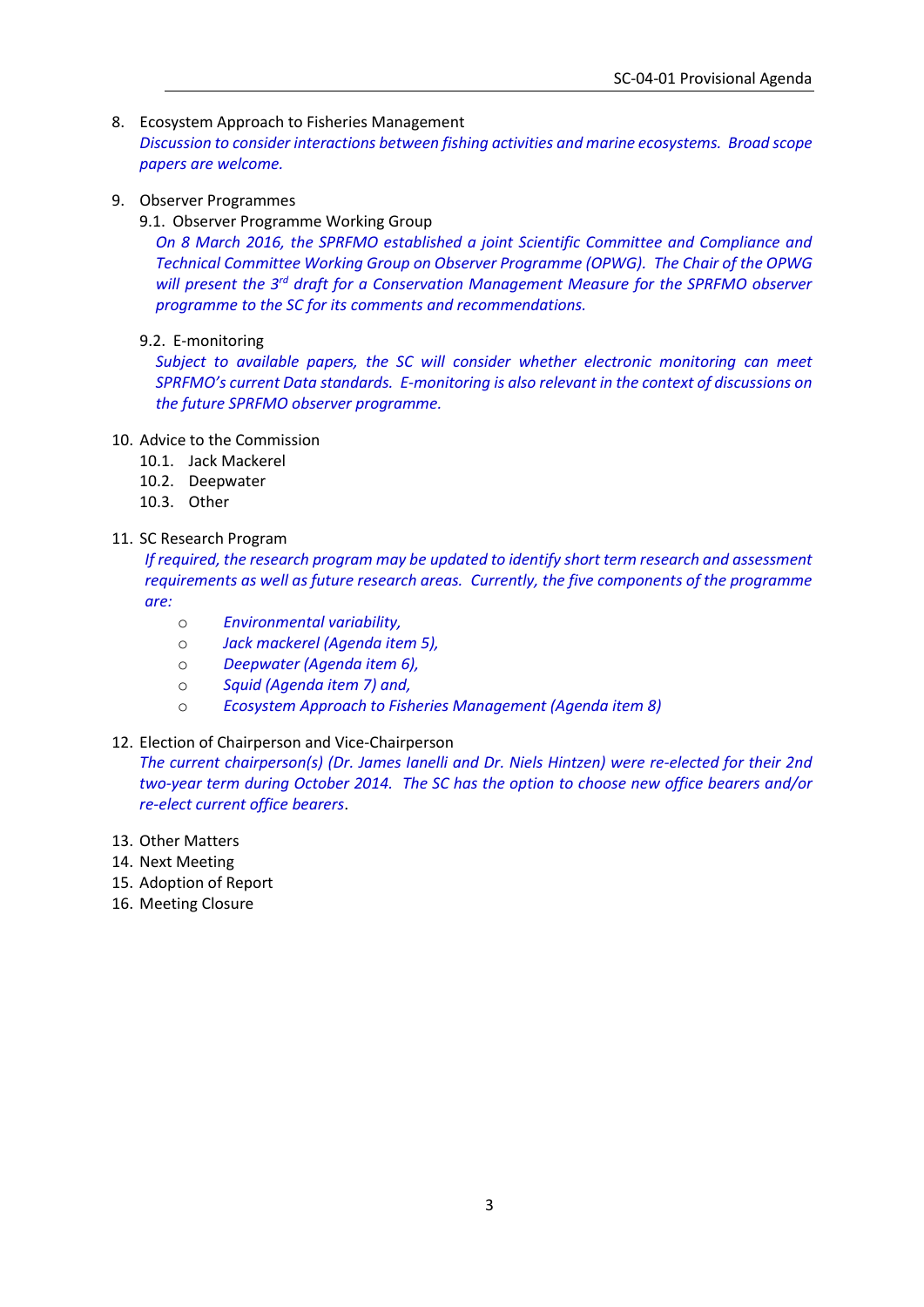8. Ecosystem Approach to Fisheries Management
   *Discussion to consider interactions between fishing activities and marine ecosystems. Broad scope papers are welcome.*

9. Observer Programmes
   9.1. Observer Programme Working Group
   *On 8 March 2016, the SPRFMO established a joint Scientific Committee and Compliance and Technical Committee Working Group on Observer Programme (OPWG). The Chair of the OPWG will present the 3rd draft for a Conservation Management Measure for the SPRFMO observer programme to the SC for its comments and recommendations.*

   9.2. E-monitoring
   *Subject to available papers, the SC will consider whether electronic monitoring can meet SPRFMO's current Data standards. E-monitoring is also relevant in the context of discussions on the future SPRFMO observer programme.*

10. Advice to the Commission
    10.1. Jack Mackerel
    10.2. Deepwater
    10.3. Other

11. SC Research Program
    *If required, the research program may be updated to identify short term research and assessment requirements as well as future research areas. Currently, the five components of the programme are:*
    - *Environmental variability,*
    - *Jack mackerel (Agenda item 5),*
    - *Deepwater (Agenda item 6),*
    - *Squid (Agenda item 7) and,*
    - *Ecosystem Approach to Fisheries Management (Agenda item 8)*

12. Election of Chairperson and Vice-Chairperson
    *The current chairperson(s) (Dr. James Ianelli and Dr. Niels Hintzen) were re-elected for their 2nd two-year term during October 2014. The SC has the option to choose new office bearers and/or re-elect current office bearers*.

13. Other Matters
14. Next Meeting
15. Adoption of Report
16. Meeting Closure